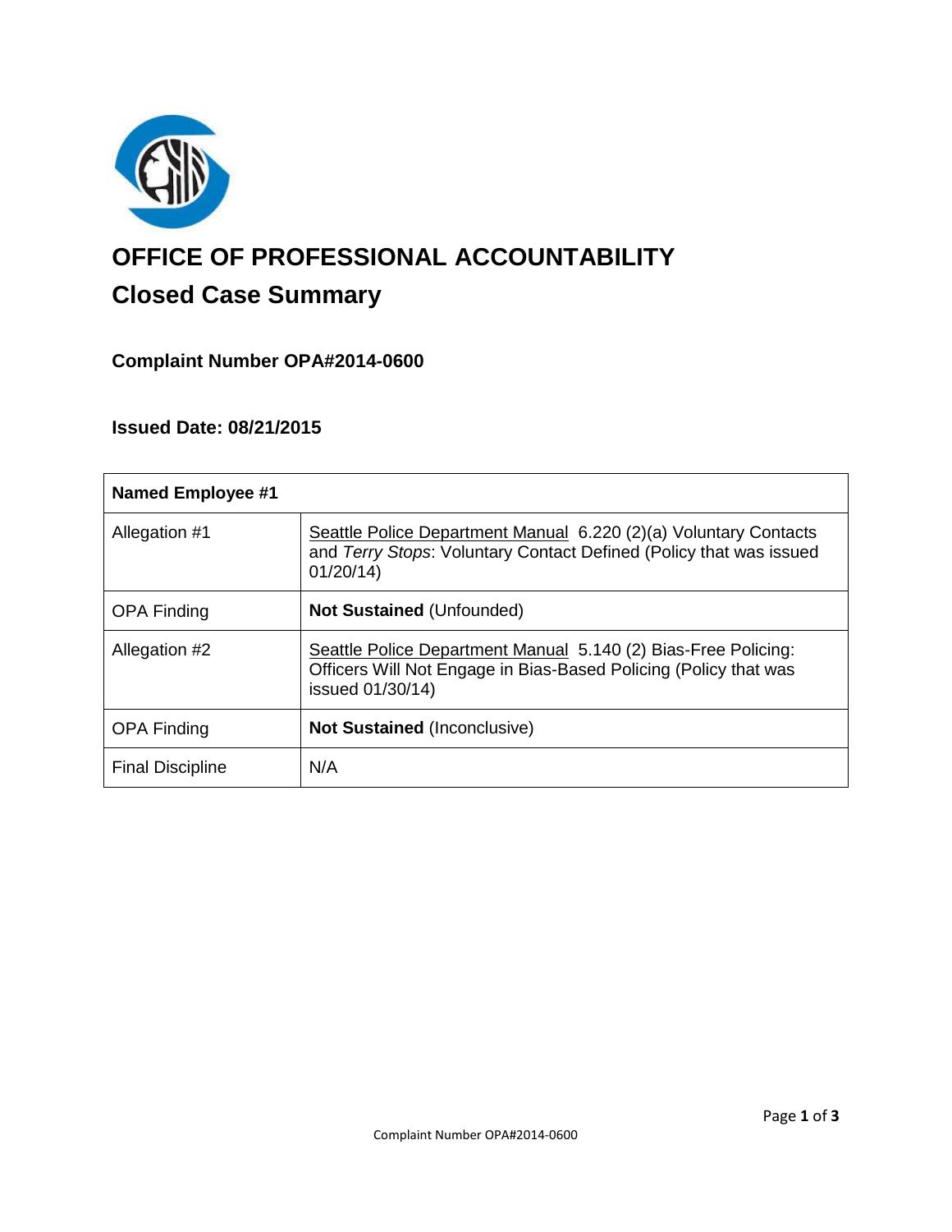# OFFICE OF PROFESSIONAL ACCOUNTABILITY

## Closed Case Summary

### Complaint Number OPA#2014-0600

### Issued Date: 08/21/2015

| Named Employee #1 | |
|---|---|
| Allegation #1 | Seattle Police Department Manual 6.220 (2)(a) Voluntary Contacts and *Terry Stops*: Voluntary Contact Defined (Policy that was issued 01/20/14) |
| OPA Finding | **Not Sustained** (Unfounded) |
| Allegation #2 | Seattle Police Department Manual 5.140 (2) Bias-Free Policing: Officers Will Not Engage in Bias-Based Policing (Policy that was issued 01/30/14) |
| OPA Finding | **Not Sustained** (Inconclusive) |
| Final Discipline | N/A |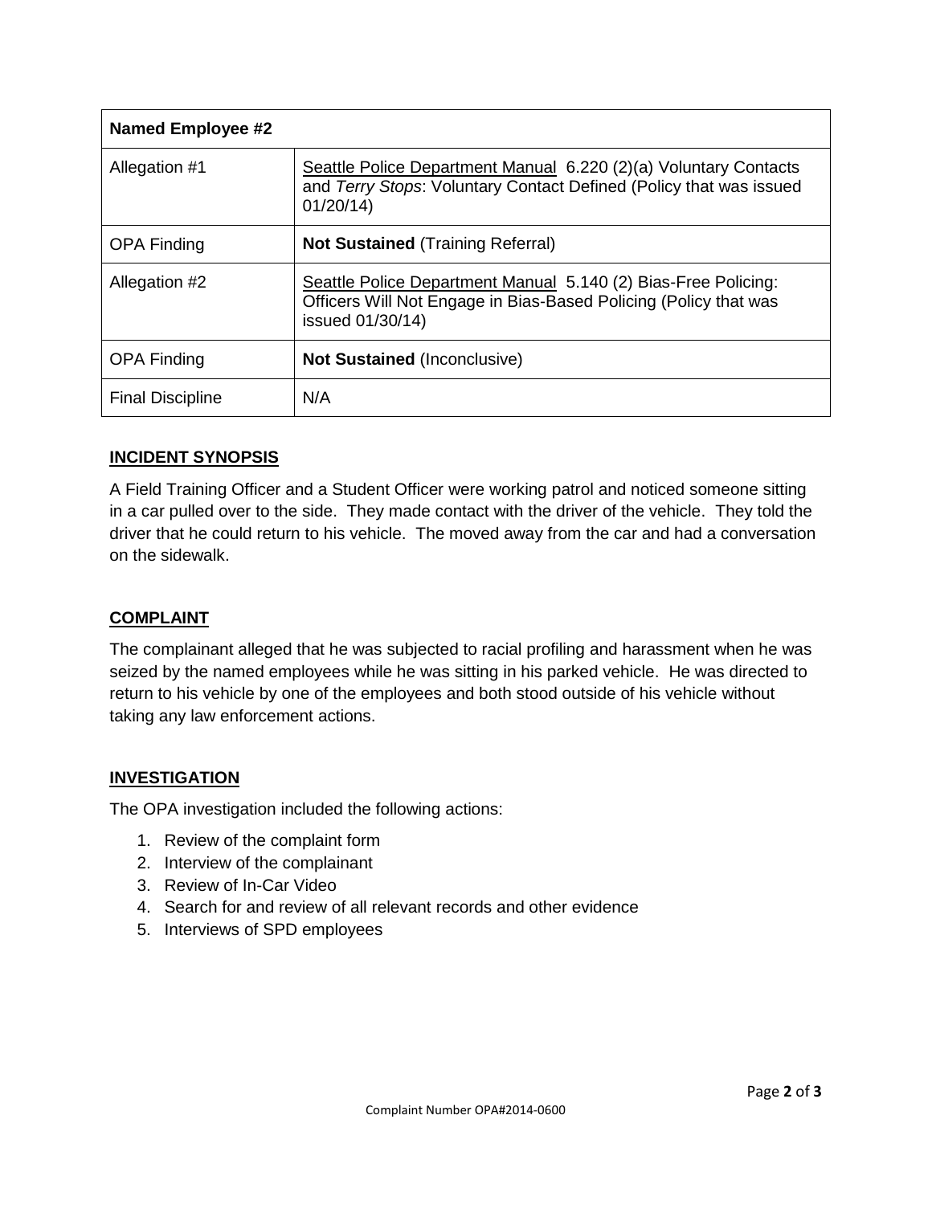| Named Employee #2 | |
|---|---|
| Allegation #1 | Seattle Police Department Manual 6.220 (2)(a) Voluntary Contacts and *Terry Stops*: Voluntary Contact Defined (Policy that was issued 01/20/14) |
| OPA Finding | **Not Sustained** (Training Referral) |
| Allegation #2 | Seattle Police Department Manual 5.140 (2) Bias-Free Policing: Officers Will Not Engage in Bias-Based Policing (Policy that was issued 01/30/14) |
| OPA Finding | **Not Sustained** (Inconclusive) |
| Final Discipline | N/A |

## INCIDENT SYNOPSIS

A Field Training Officer and a Student Officer were working patrol and noticed someone sitting in a car pulled over to the side. They made contact with the driver of the vehicle. They told the driver that he could return to his vehicle. The moved away from the car and had a conversation on the sidewalk.

## COMPLAINT

The complainant alleged that he was subjected to racial profiling and harassment when he was seized by the named employees while he was sitting in his parked vehicle. He was directed to return to his vehicle by one of the employees and both stood outside of his vehicle without taking any law enforcement actions.

## INVESTIGATION

The OPA investigation included the following actions:

1. Review of the complaint form
2. Interview of the complainant
3. Review of In-Car Video
4. Search for and review of all relevant records and other evidence
5. Interviews of SPD employees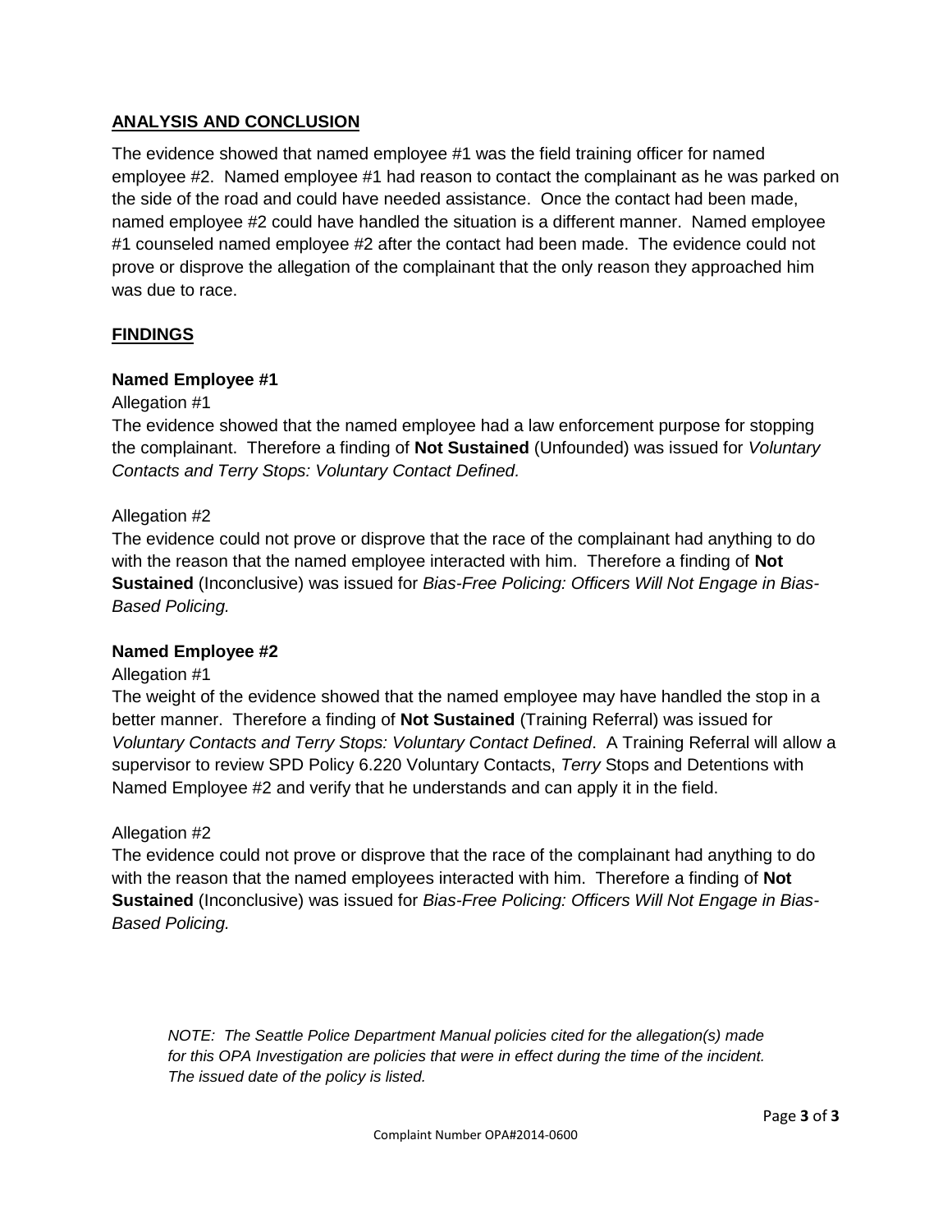## ANALYSIS AND CONCLUSION

The evidence showed that named employee #1 was the field training officer for named employee #2. Named employee #1 had reason to contact the complainant as he was parked on the side of the road and could have needed assistance. Once the contact had been made, named employee #2 could have handled the situation is a different manner. Named employee #1 counseled named employee #2 after the contact had been made. The evidence could not prove or disprove the allegation of the complainant that the only reason they approached him was due to race.

## FINDINGS

### Named Employee #1

Allegation #1

The evidence showed that the named employee had a law enforcement purpose for stopping the complainant. Therefore a finding of **Not Sustained** (Unfounded) was issued for *Voluntary Contacts and Terry Stops: Voluntary Contact Defined.*

Allegation #2

The evidence could not prove or disprove that the race of the complainant had anything to do with the reason that the named employee interacted with him. Therefore a finding of **Not Sustained** (Inconclusive) was issued for *Bias-Free Policing: Officers Will Not Engage in Bias-Based Policing.*

### Named Employee #2

Allegation #1

The weight of the evidence showed that the named employee may have handled the stop in a better manner. Therefore a finding of **Not Sustained** (Training Referral) was issued for *Voluntary Contacts and Terry Stops: Voluntary Contact Defined*. A Training Referral will allow a supervisor to review SPD Policy 6.220 Voluntary Contacts, *Terry* Stops and Detentions with Named Employee #2 and verify that he understands and can apply it in the field.

Allegation #2

The evidence could not prove or disprove that the race of the complainant had anything to do with the reason that the named employees interacted with him. Therefore a finding of **Not Sustained** (Inconclusive) was issued for *Bias-Free Policing: Officers Will Not Engage in Bias-Based Policing.*

*NOTE: The Seattle Police Department Manual policies cited for the allegation(s) made for this OPA Investigation are policies that were in effect during the time of the incident. The issued date of the policy is listed.*

Complaint Number OPA#2014-0600